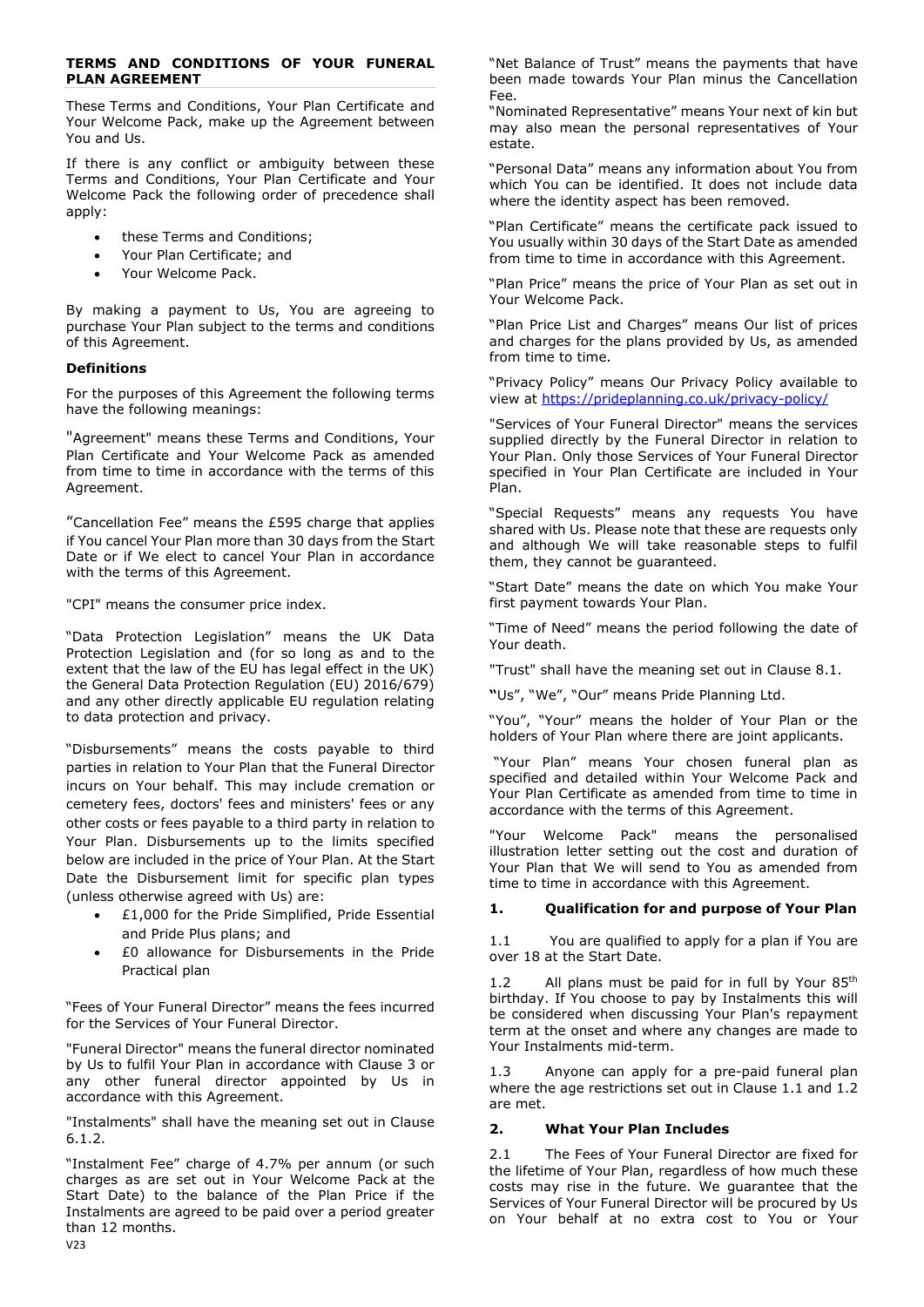## TERMS AND CONDITIONS OF YOUR FUNERAL PLAN AGREEMENT

These Terms and Conditions, Your Plan Certificate and Your Welcome Pack, make up the Agreement between You and Us.

If there is any conflict or ambiguity between these Terms and Conditions, Your Plan Certificate and Your Welcome Pack the following order of precedence shall apply:

- these Terms and Conditions;
- Your Plan Certificate; and
- Your Welcome Pack.

By making a payment to Us, You are agreeing to purchase Your Plan subject to the terms and conditions of this Agreement.

### Definitions

For the purposes of this Agreement the following terms have the following meanings:

"Agreement" means these Terms and Conditions, Your Plan Certificate and Your Welcome Pack as amended from time to time in accordance with the terms of this Agreement.

"Cancellation Fee" means the £595 charge that applies if You cancel Your Plan more than 30 days from the Start Date or if We elect to cancel Your Plan in accordance with the terms of this Agreement.

"CPI" means the consumer price index.

"Data Protection Legislation" means the UK Data Protection Legislation and (for so long as and to the extent that the law of the EU has legal effect in the UK) the General Data Protection Regulation (EU) 2016/679) and any other directly applicable EU regulation relating to data protection and privacy.

"Disbursements" means the costs payable to third parties in relation to Your Plan that the Funeral Director incurs on Your behalf. This may include cremation or cemetery fees, doctors' fees and ministers' fees or any other costs or fees payable to a third party in relation to Your Plan. Disbursements up to the limits specified below are included in the price of Your Plan. At the Start Date the Disbursement limit for specific plan types (unless otherwise agreed with Us) are:

- £1,000 for the Pride Simplified, Pride Essential and Pride Plus plans; and
- £0 allowance for Disbursements in the Pride Practical plan

"Fees of Your Funeral Director" means the fees incurred for the Services of Your Funeral Director.

"Funeral Director" means the funeral director nominated by Us to fulfil Your Plan in accordance with Clause 3 or any other funeral director appointed by Us in accordance with this Agreement.

"Instalments" shall have the meaning set out in Clause 6.1.2.

"Instalment Fee" charge of 4.7% per annum (or such charges as are set out in Your Welcome Pack at the Start Date) to the balance of the Plan Price if the Instalments are agreed to be paid over a period greater than 12 months.

"Net Balance of Trust" means the payments that have been made towards Your Plan minus the Cancellation Fee.

"Nominated Representative" means Your next of kin but may also mean the personal representatives of Your estate.

"Personal Data" means any information about You from which You can be identified. It does not include data where the identity aspect has been removed.

"Plan Certificate" means the certificate pack issued to You usually within 30 days of the Start Date as amended from time to time in accordance with this Agreement.

"Plan Price" means the price of Your Plan as set out in Your Welcome Pack.

"Plan Price List and Charges" means Our list of prices and charges for the plans provided by Us, as amended from time to time.

"Privacy Policy" means Our Privacy Policy available to view at https://prideplanning.co.uk/privacy-policy/

"Services of Your Funeral Director" means the services supplied directly by the Funeral Director in relation to Your Plan. Only those Services of Your Funeral Director specified in Your Plan Certificate are included in Your Plan.

"Special Requests" means any requests You have shared with Us. Please note that these are requests only and although We will take reasonable steps to fulfil them, they cannot be guaranteed.

"Start Date" means the date on which You make Your first payment towards Your Plan.

"Time of Need" means the period following the date of Your death.

"Trust" shall have the meaning set out in Clause 8.1.

"Us", "We", "Our" means Pride Planning Ltd.

"You", "Your" means the holder of Your Plan or the holders of Your Plan where there are joint applicants.

"Your Plan" means Your chosen funeral plan as specified and detailed within Your Welcome Pack and Your Plan Certificate as amended from time to time in accordance with the terms of this Agreement.

"Your Welcome Pack" means the personalised illustration letter setting out the cost and duration of Your Plan that We will send to You as amended from time to time in accordance with this Agreement.

### 1. Qualification for and purpose of Your Plan

1.1 You are qualified to apply for a plan if You are over 18 at the Start Date.

1.2 All plans must be paid for in full by Your 85th birthday. If You choose to pay by Instalments this will be considered when discussing Your Plan's repayment term at the onset and where any changes are made to Your Instalments mid-term.

1.3 Anyone can apply for a pre-paid funeral plan where the age restrictions set out in Clause 1.1 and 1.2 are met.

### 2. What Your Plan Includes

2.1 The Fees of Your Funeral Director are fixed for the lifetime of Your Plan, regardless of how much these costs may rise in the future. We guarantee that the Services of Your Funeral Director will be procured by Us on Your behalf at no extra cost to You or Your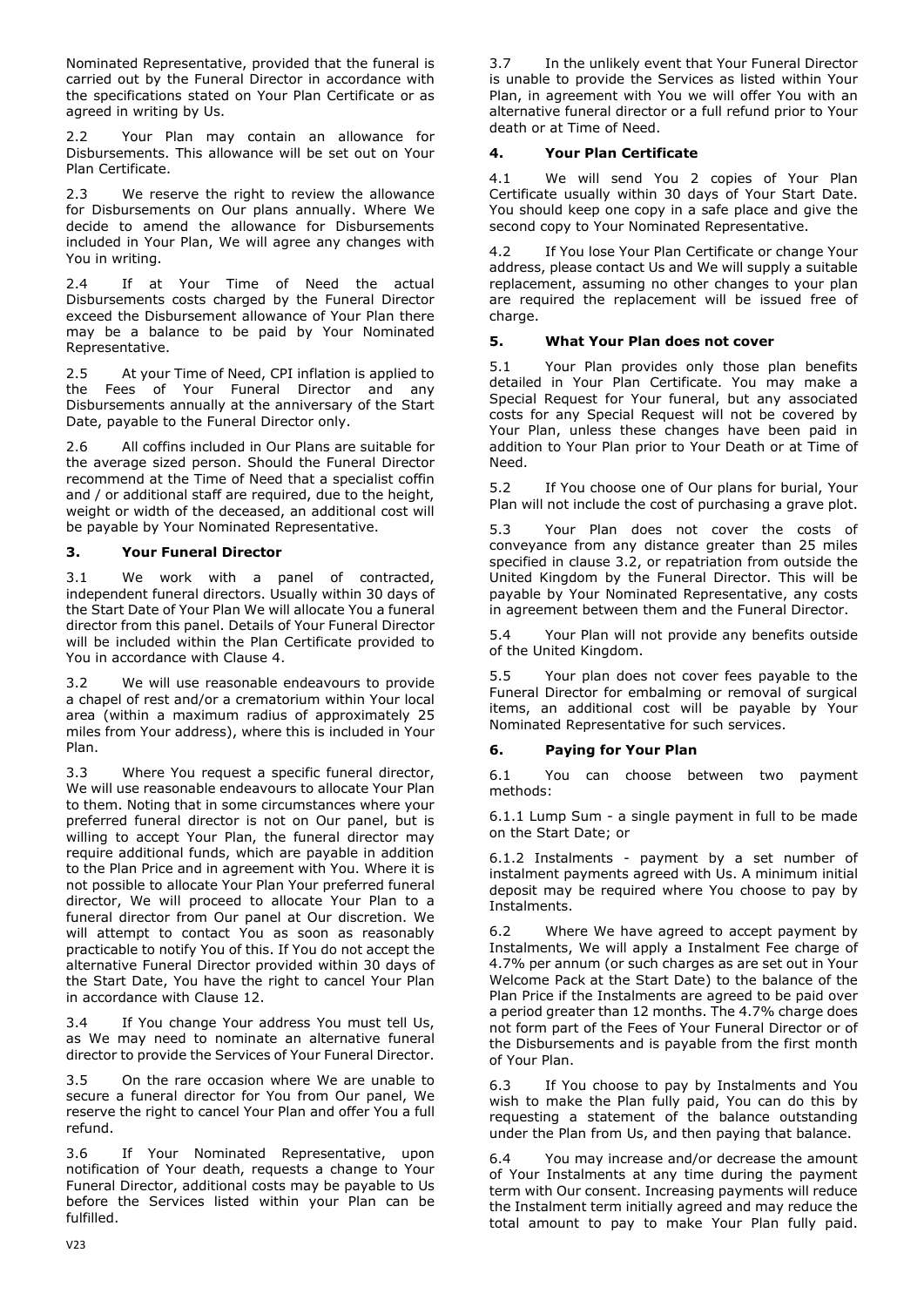Nominated Representative, provided that the funeral is carried out by the Funeral Director in accordance with the specifications stated on Your Plan Certificate or as agreed in writing by Us.

2.2 Your Plan may contain an allowance for Disbursements. This allowance will be set out on Your Plan Certificate.

2.3 We reserve the right to review the allowance for Disbursements on Our plans annually. Where We decide to amend the allowance for Disbursements included in Your Plan, We will agree any changes with You in writing.

2.4 If at Your Time of Need the actual Disbursements costs charged by the Funeral Director exceed the Disbursement allowance of Your Plan there may be a balance to be paid by Your Nominated Representative.

2.5 At your Time of Need, CPI inflation is applied to the Fees of Your Funeral Director and any Disbursements annually at the anniversary of the Start Date, payable to the Funeral Director only.

2.6 All coffins included in Our Plans are suitable for the average sized person. Should the Funeral Director recommend at the Time of Need that a specialist coffin and / or additional staff are required, due to the height, weight or width of the deceased, an additional cost will be payable by Your Nominated Representative.

## 3. Your Funeral Director

3.1 We work with a panel of contracted, independent funeral directors. Usually within 30 days of the Start Date of Your Plan We will allocate You a funeral director from this panel. Details of Your Funeral Director will be included within the Plan Certificate provided to You in accordance with Clause 4.

3.2 We will use reasonable endeavours to provide a chapel of rest and/or a crematorium within Your local area (within a maximum radius of approximately 25 miles from Your address), where this is included in Your Plan.

3.3 Where You request a specific funeral director, We will use reasonable endeavours to allocate Your Plan to them. Noting that in some circumstances where your preferred funeral director is not on Our panel, but is willing to accept Your Plan, the funeral director may require additional funds, which are payable in addition to the Plan Price and in agreement with You. Where it is not possible to allocate Your Plan Your preferred funeral director, We will proceed to allocate Your Plan to a funeral director from Our panel at Our discretion. We will attempt to contact You as soon as reasonably practicable to notify You of this. If You do not accept the alternative Funeral Director provided within 30 days of the Start Date, You have the right to cancel Your Plan in accordance with Clause 12.

3.4 If You change Your address You must tell Us, as We may need to nominate an alternative funeral director to provide the Services of Your Funeral Director.

3.5 On the rare occasion where We are unable to secure a funeral director for You from Our panel, We reserve the right to cancel Your Plan and offer You a full refund.

3.6 If Your Nominated Representative, upon notification of Your death, requests a change to Your Funeral Director, additional costs may be payable to Us before the Services listed within your Plan can be fulfilled.

3.7 In the unlikely event that Your Funeral Director is unable to provide the Services as listed within Your Plan, in agreement with You we will offer You with an alternative funeral director or a full refund prior to Your death or at Time of Need.

## 4. Your Plan Certificate

4.1 We will send You 2 copies of Your Plan Certificate usually within 30 days of Your Start Date. You should keep one copy in a safe place and give the second copy to Your Nominated Representative.

4.2 If You lose Your Plan Certificate or change Your address, please contact Us and We will supply a suitable replacement, assuming no other changes to your plan are required the replacement will be issued free of charge.

## 5. What Your Plan does not cover

5.1 Your Plan provides only those plan benefits detailed in Your Plan Certificate. You may make a Special Request for Your funeral, but any associated costs for any Special Request will not be covered by Your Plan, unless these changes have been paid in addition to Your Plan prior to Your Death or at Time of Need.

5.2 If You choose one of Our plans for burial, Your Plan will not include the cost of purchasing a grave plot.

5.3 Your Plan does not cover the costs of conveyance from any distance greater than 25 miles specified in clause 3.2, or repatriation from outside the United Kingdom by the Funeral Director. This will be payable by Your Nominated Representative, any costs in agreement between them and the Funeral Director.

5.4 Your Plan will not provide any benefits outside of the United Kingdom.

5.5 Your plan does not cover fees payable to the Funeral Director for embalming or removal of surgical items, an additional cost will be payable by Your Nominated Representative for such services.

## 6. Paying for Your Plan

6.1 You can choose between two payment methods:

6.1.1 Lump Sum - a single payment in full to be made on the Start Date; or

6.1.2 Instalments - payment by a set number of instalment payments agreed with Us. A minimum initial deposit may be required where You choose to pay by Instalments.

6.2 Where We have agreed to accept payment by Instalments, We will apply a Instalment Fee charge of 4.7% per annum (or such charges as are set out in Your Welcome Pack at the Start Date) to the balance of the Plan Price if the Instalments are agreed to be paid over a period greater than 12 months. The 4.7% charge does not form part of the Fees of Your Funeral Director or of the Disbursements and is payable from the first month of Your Plan.

6.3 If You choose to pay by Instalments and You wish to make the Plan fully paid, You can do this by requesting a statement of the balance outstanding under the Plan from Us, and then paying that balance.

6.4 You may increase and/or decrease the amount of Your Instalments at any time during the payment term with Our consent. Increasing payments will reduce the Instalment term initially agreed and may reduce the total amount to pay to make Your Plan fully paid.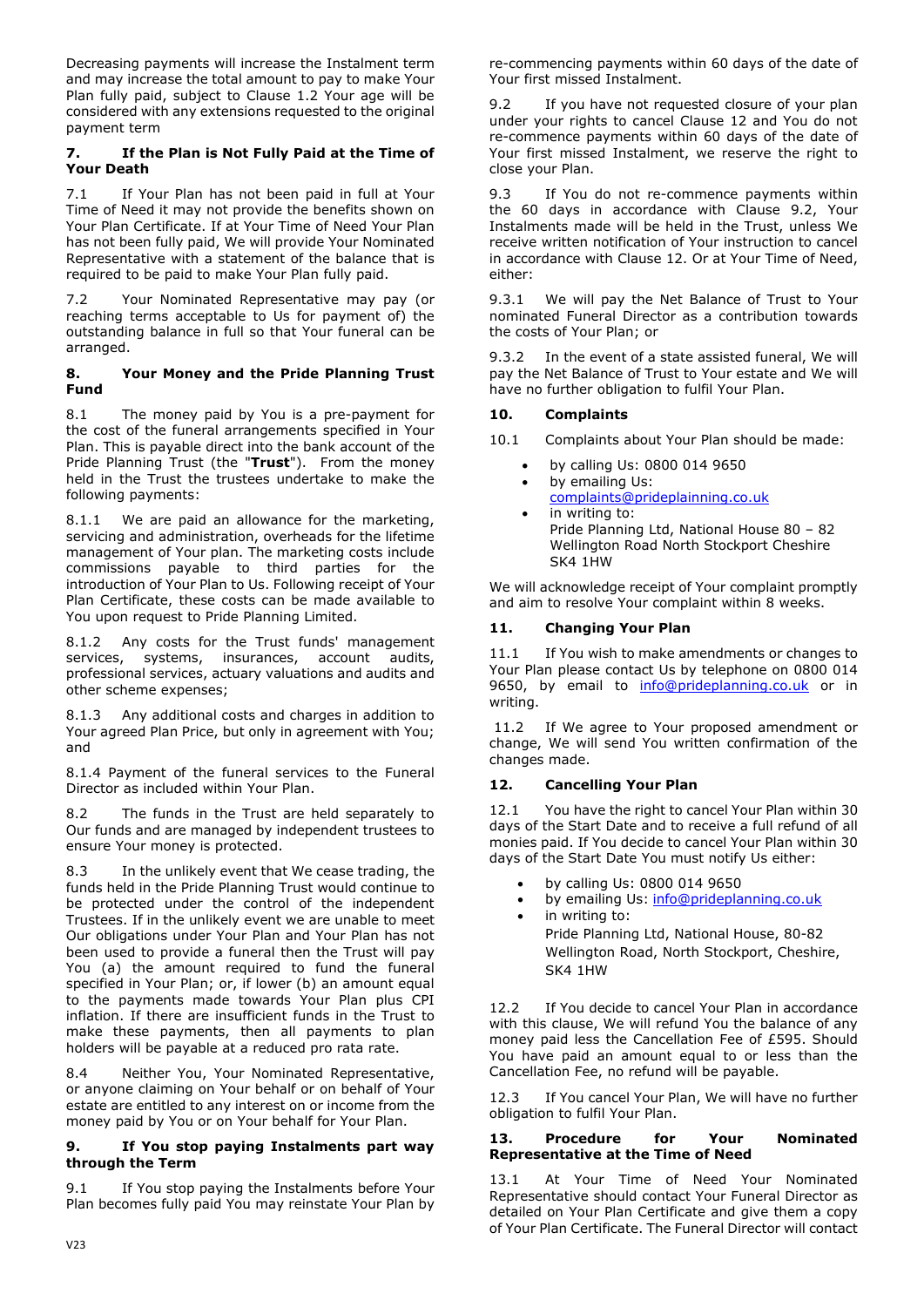Decreasing payments will increase the Instalment term and may increase the total amount to pay to make Your Plan fully paid, subject to Clause 1.2 Your age will be considered with any extensions requested to the original payment term

**7. If the Plan is Not Fully Paid at the Time of Your Death**

7.1 If Your Plan has not been paid in full at Your Time of Need it may not provide the benefits shown on Your Plan Certificate. If at Your Time of Need Your Plan has not been fully paid, We will provide Your Nominated Representative with a statement of the balance that is required to be paid to make Your Plan fully paid.

7.2 Your Nominated Representative may pay (or reaching terms acceptable to Us for payment of) the outstanding balance in full so that Your funeral can be arranged.

**8. Your Money and the Pride Planning Trust Fund**

8.1 The money paid by You is a pre-payment for the cost of the funeral arrangements specified in Your Plan. This is payable direct into the bank account of the Pride Planning Trust (the "**Trust**"). From the money held in the Trust the trustees undertake to make the following payments:

8.1.1 We are paid an allowance for the marketing, servicing and administration, overheads for the lifetime management of Your plan. The marketing costs include commissions payable to third parties for the introduction of Your Plan to Us. Following receipt of Your Plan Certificate, these costs can be made available to You upon request to Pride Planning Limited.

8.1.2 Any costs for the Trust funds' management services, systems, insurances, account audits, professional services, actuary valuations and audits and other scheme expenses;

8.1.3 Any additional costs and charges in addition to Your agreed Plan Price, but only in agreement with You; and

8.1.4 Payment of the funeral services to the Funeral Director as included within Your Plan.

8.2 The funds in the Trust are held separately to Our funds and are managed by independent trustees to ensure Your money is protected.

8.3 In the unlikely event that We cease trading, the funds held in the Pride Planning Trust would continue to be protected under the control of the independent Trustees. If in the unlikely event we are unable to meet Our obligations under Your Plan and Your Plan has not been used to provide a funeral then the Trust will pay You (a) the amount required to fund the funeral specified in Your Plan; or, if lower (b) an amount equal to the payments made towards Your Plan plus CPI inflation. If there are insufficient funds in the Trust to make these payments, then all payments to plan holders will be payable at a reduced pro rata rate.

8.4 Neither You, Your Nominated Representative, or anyone claiming on Your behalf or on behalf of Your estate are entitled to any interest on or income from the money paid by You or on Your behalf for Your Plan.

**9. If You stop paying Instalments part way through the Term**

9.1 If You stop paying the Instalments before Your Plan becomes fully paid You may reinstate Your Plan by re-commencing payments within 60 days of the date of Your first missed Instalment.

9.2 If you have not requested closure of your plan under your rights to cancel Clause 12 and You do not re-commence payments within 60 days of the date of Your first missed Instalment, we reserve the right to close your Plan.

9.3 If You do not re-commence payments within the 60 days in accordance with Clause 9.2, Your Instalments made will be held in the Trust, unless We receive written notification of Your instruction to cancel in accordance with Clause 12. Or at Your Time of Need, either:

9.3.1 We will pay the Net Balance of Trust to Your nominated Funeral Director as a contribution towards the costs of Your Plan; or

9.3.2 In the event of a state assisted funeral, We will pay the Net Balance of Trust to Your estate and We will have no further obligation to fulfil Your Plan.

**10. Complaints**

10.1 Complaints about Your Plan should be made:

- by calling Us: 0800 014 9650
- by emailing Us: complaints@prideplainning.co.uk
- in writing to:
  Pride Planning Ltd, National House 80 – 82 Wellington Road North Stockport Cheshire SK4 1HW

We will acknowledge receipt of Your complaint promptly and aim to resolve Your complaint within 8 weeks.

**11. Changing Your Plan**

11.1 If You wish to make amendments or changes to Your Plan please contact Us by telephone on 0800 014 9650, by email to info@prideplanning.co.uk or in writing.

11.2 If We agree to Your proposed amendment or change, We will send You written confirmation of the changes made.

**12. Cancelling Your Plan**

12.1 You have the right to cancel Your Plan within 30 days of the Start Date and to receive a full refund of all monies paid. If You decide to cancel Your Plan within 30 days of the Start Date You must notify Us either:

- by calling Us: 0800 014 9650
- by emailing Us: info@prideplanning.co.uk
- in writing to:
  Pride Planning Ltd, National House, 80-82 Wellington Road, North Stockport, Cheshire, SK4 1HW

12.2 If You decide to cancel Your Plan in accordance with this clause, We will refund You the balance of any money paid less the Cancellation Fee of £595. Should You have paid an amount equal to or less than the Cancellation Fee, no refund will be payable.

12.3 If You cancel Your Plan, We will have no further obligation to fulfil Your Plan.

**13. Procedure for Your Nominated Representative at the Time of Need**

13.1 At Your Time of Need Your Nominated Representative should contact Your Funeral Director as detailed on Your Plan Certificate and give them a copy of Your Plan Certificate. The Funeral Director will contact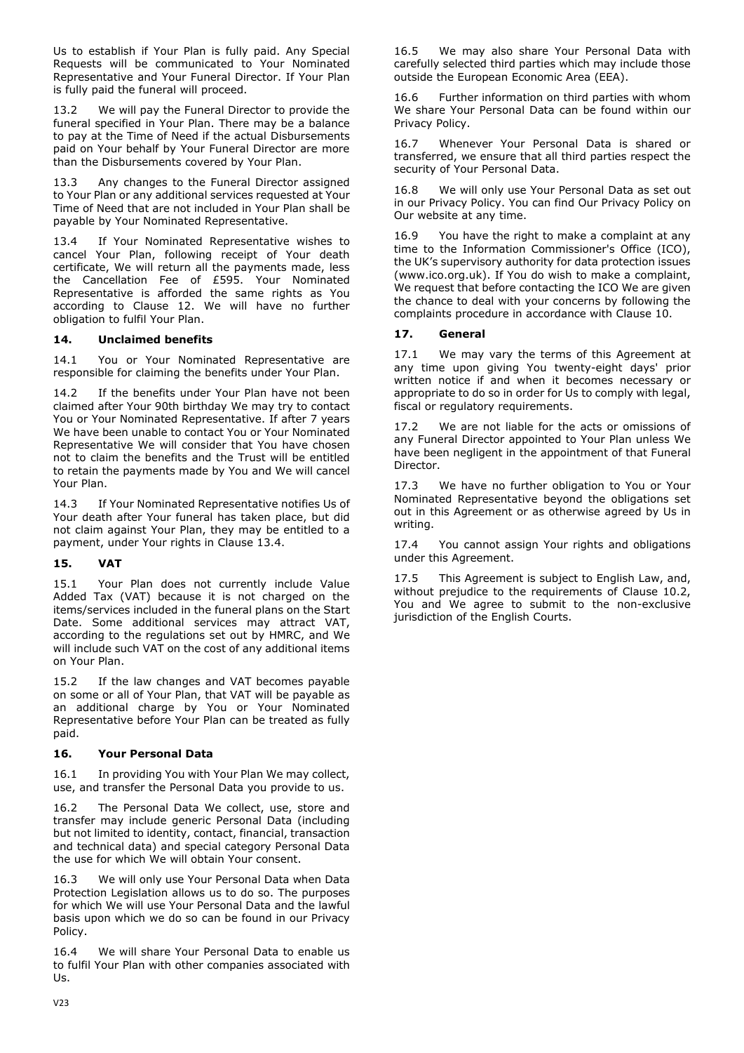Us to establish if Your Plan is fully paid. Any Special Requests will be communicated to Your Nominated Representative and Your Funeral Director. If Your Plan is fully paid the funeral will proceed.

13.2 We will pay the Funeral Director to provide the funeral specified in Your Plan. There may be a balance to pay at the Time of Need if the actual Disbursements paid on Your behalf by Your Funeral Director are more than the Disbursements covered by Your Plan.

13.3 Any changes to the Funeral Director assigned to Your Plan or any additional services requested at Your Time of Need that are not included in Your Plan shall be payable by Your Nominated Representative.

13.4 If Your Nominated Representative wishes to cancel Your Plan, following receipt of Your death certificate, We will return all the payments made, less the Cancellation Fee of £595. Your Nominated Representative is afforded the same rights as You according to Clause 12. We will have no further obligation to fulfil Your Plan.

### 14. Unclaimed benefits

14.1 You or Your Nominated Representative are responsible for claiming the benefits under Your Plan.

14.2 If the benefits under Your Plan have not been claimed after Your 90th birthday We may try to contact You or Your Nominated Representative. If after 7 years We have been unable to contact You or Your Nominated Representative We will consider that You have chosen not to claim the benefits and the Trust will be entitled to retain the payments made by You and We will cancel Your Plan.

14.3 If Your Nominated Representative notifies Us of Your death after Your funeral has taken place, but did not claim against Your Plan, they may be entitled to a payment, under Your rights in Clause 13.4.

### 15. VAT

15.1 Your Plan does not currently include Value Added Tax (VAT) because it is not charged on the items/services included in the funeral plans on the Start Date. Some additional services may attract VAT, according to the regulations set out by HMRC, and We will include such VAT on the cost of any additional items on Your Plan.

15.2 If the law changes and VAT becomes payable on some or all of Your Plan, that VAT will be payable as an additional charge by You or Your Nominated Representative before Your Plan can be treated as fully paid.

### 16. Your Personal Data

16.1 In providing You with Your Plan We may collect, use, and transfer the Personal Data you provide to us.

16.2 The Personal Data We collect, use, store and transfer may include generic Personal Data (including but not limited to identity, contact, financial, transaction and technical data) and special category Personal Data the use for which We will obtain Your consent.

16.3 We will only use Your Personal Data when Data Protection Legislation allows us to do so. The purposes for which We will use Your Personal Data and the lawful basis upon which we do so can be found in our Privacy Policy.

16.4 We will share Your Personal Data to enable us to fulfil Your Plan with other companies associated with Us.

16.5 We may also share Your Personal Data with carefully selected third parties which may include those outside the European Economic Area (EEA).

16.6 Further information on third parties with whom We share Your Personal Data can be found within our Privacy Policy.

16.7 Whenever Your Personal Data is shared or transferred, we ensure that all third parties respect the security of Your Personal Data.

16.8 We will only use Your Personal Data as set out in our Privacy Policy. You can find Our Privacy Policy on Our website at any time.

16.9 You have the right to make a complaint at any time to the Information Commissioner's Office (ICO), the UK's supervisory authority for data protection issues (www.ico.org.uk). If You do wish to make a complaint, We request that before contacting the ICO We are given the chance to deal with your concerns by following the complaints procedure in accordance with Clause 10.

### 17. General

17.1 We may vary the terms of this Agreement at any time upon giving You twenty-eight days' prior written notice if and when it becomes necessary or appropriate to do so in order for Us to comply with legal, fiscal or regulatory requirements.

17.2 We are not liable for the acts or omissions of any Funeral Director appointed to Your Plan unless We have been negligent in the appointment of that Funeral Director.

17.3 We have no further obligation to You or Your Nominated Representative beyond the obligations set out in this Agreement or as otherwise agreed by Us in writing.

17.4 You cannot assign Your rights and obligations under this Agreement.

17.5 This Agreement is subject to English Law, and, without prejudice to the requirements of Clause 10.2, You and We agree to submit to the non-exclusive jurisdiction of the English Courts.

V23